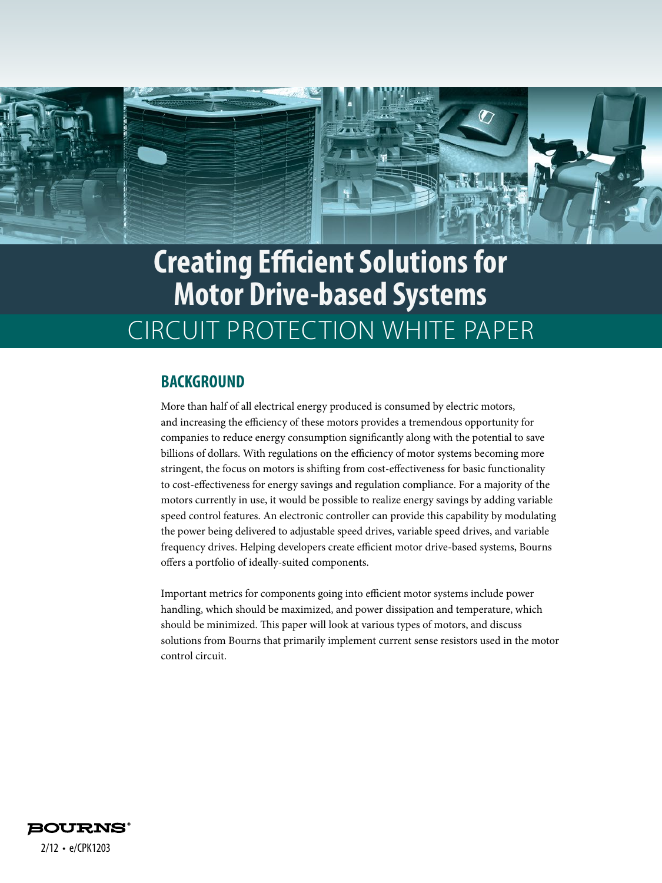# Creating Efficient Solutions for Motor Drive-based Systems

## CIRCUIT PROTECTION WHITE PAPER

### BACKGROUND

More than half of all electrical energy produced is consumed by electric motors, and increasing the efficiency of these motors provides a tremendous opportunity for companies to reduce energy consumption significantly along with the potential to save billions of dollars. With regulations on the efficiency of motor systems becoming more stringent, the focus on motors is shifting from cost-effectiveness for basic functionality to cost-effectiveness for energy savings and regulation compliance. For a majority of the motors currently in use, it would be possible to realize energy savings by adding variable speed control features. An electronic controller can provide this capability by modulating the power being delivered to adjustable speed drives, variable speed drives, and variable frequency drives. Helping developers create efficient motor drive-based systems, Bourns offers a portfolio of ideally-suited components.

Important metrics for components going into efficient motor systems include power handling, which should be maximized, and power dissipation and temperature, which should be minimized. This paper will look at various types of motors, and discuss solutions from Bourns that primarily implement current sense resistors used in the motor control circuit.

2/12 • e/CPK1203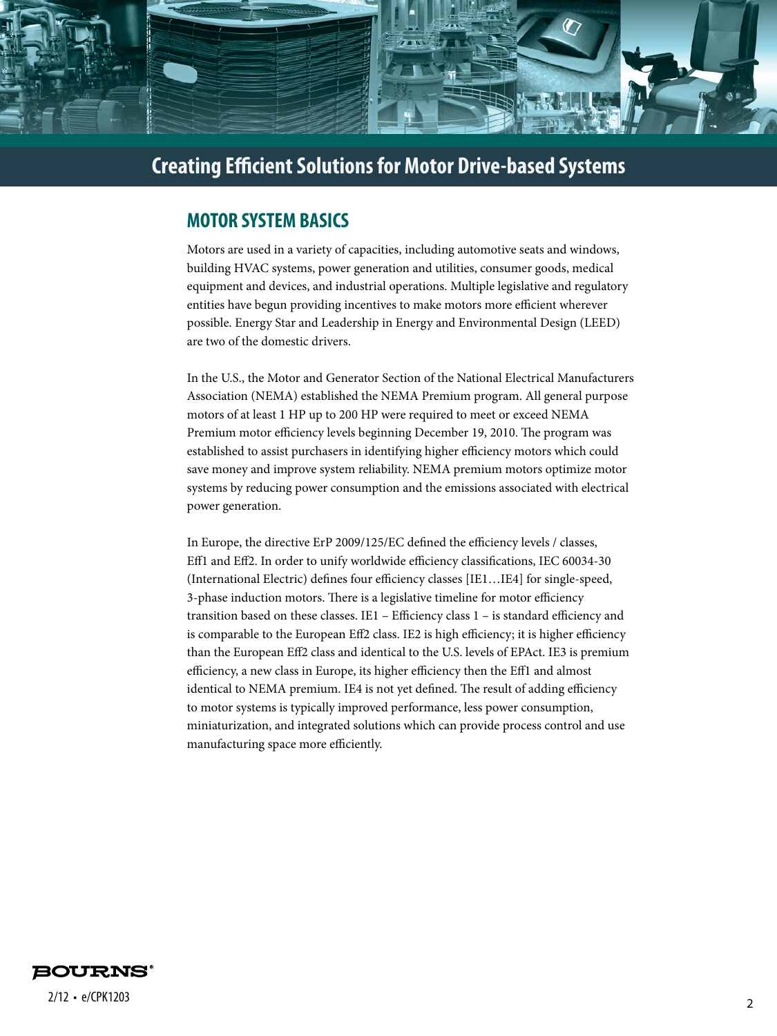# Creating Efficient Solutions for Motor Drive-based Systems

## MOTOR SYSTEM BASICS

Motors are used in a variety of capacities, including automotive seats and windows, building HVAC systems, power generation and utilities, consumer goods, medical equipment and devices, and industrial operations. Multiple legislative and regulatory entities have begun providing incentives to make motors more efficient wherever possible. Energy Star and Leadership in Energy and Environmental Design (LEED) are two of the domestic drivers.

In the U.S., the Motor and Generator Section of the National Electrical Manufacturers Association (NEMA) established the NEMA Premium program. All general purpose motors of at least 1 HP up to 200 HP were required to meet or exceed NEMA Premium motor efficiency levels beginning December 19, 2010. The program was established to assist purchasers in identifying higher efficiency motors which could save money and improve system reliability. NEMA premium motors optimize motor systems by reducing power consumption and the emissions associated with electrical power generation.

In Europe, the directive ErP 2009/125/EC defined the efficiency levels / classes, Eff1 and Eff2. In order to unify worldwide efficiency classifications, IEC 60034-30 (International Electric) defines four efficiency classes [IE1…IE4] for single-speed, 3-phase induction motors. There is a legislative timeline for motor efficiency transition based on these classes. IE1 – Efficiency class 1 – is standard efficiency and is comparable to the European Eff2 class. IE2 is high efficiency; it is higher efficiency than the European Eff2 class and identical to the U.S. levels of EPAct. IE3 is premium efficiency, a new class in Europe, its higher efficiency then the Eff1 and almost identical to NEMA premium. IE4 is not yet defined. The result of adding efficiency to motor systems is typically improved performance, less power consumption, miniaturization, and integrated solutions which can provide process control and use manufacturing space more efficiently.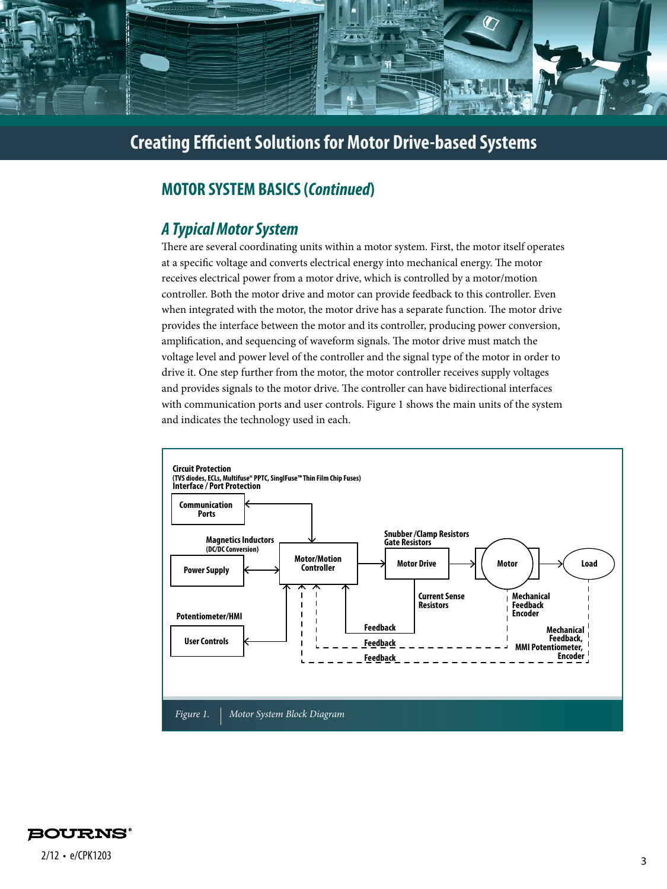## MOTOR SYSTEM BASICS (*Continued*)

### *A Typical Motor System*

There are several coordinating units within a motor system. First, the motor itself operates at a specific voltage and converts electrical energy into mechanical energy. The motor receives electrical power from a motor drive, which is controlled by a motor/motion controller. Both the motor drive and motor can provide feedback to this controller. Even when integrated with the motor, the motor drive has a separate function. The motor drive provides the interface between the motor and its controller, producing power conversion, amplification, and sequencing of waveform signals. The motor drive must match the voltage level and power level of the controller and the signal type of the motor in order to drive it. One step further from the motor, the motor controller receives supply voltages and provides signals to the motor drive. The controller can have bidirectional interfaces with communication ports and user controls. Figure 1 shows the main units of the system and indicates the technology used in each.

**Circuit Protection**
**(TVS diodes, ECLs, Multifuse® PPTC, SinglFuse™ Thin Film Chip Fuses)**
**Interface / Port Protection**

Communication Ports

Magnetics Inductors (DC/DC Conversion)

Power Supply

Motor/Motion Controller

Snubber /Clamp Resistors
Gate Resistors

Motor Drive

Motor

Load

Current Sense Resistors

Mechanical Feedback Encoder

Potentiometer/HMI

User Controls

Feedback

Feedback

Feedback

Mechanical Feedback, MMI Potentiometer, Encoder

*Figure 1. Motor System Block Diagram*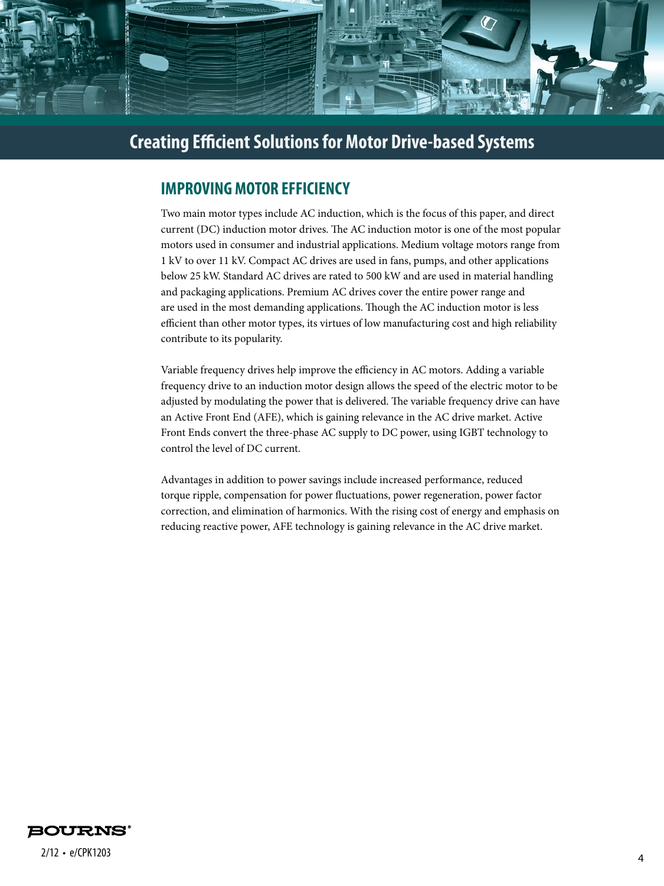# Creating Efficient Solutions for Motor Drive-based Systems

## IMPROVING MOTOR EFFICIENCY

Two main motor types include AC induction, which is the focus of this paper, and direct current (DC) induction motor drives. The AC induction motor is one of the most popular motors used in consumer and industrial applications. Medium voltage motors range from 1 kV to over 11 kV. Compact AC drives are used in fans, pumps, and other applications below 25 kW. Standard AC drives are rated to 500 kW and are used in material handling and packaging applications. Premium AC drives cover the entire power range and are used in the most demanding applications. Though the AC induction motor is less efficient than other motor types, its virtues of low manufacturing cost and high reliability contribute to its popularity.

Variable frequency drives help improve the efficiency in AC motors. Adding a variable frequency drive to an induction motor design allows the speed of the electric motor to be adjusted by modulating the power that is delivered. The variable frequency drive can have an Active Front End (AFE), which is gaining relevance in the AC drive market. Active Front Ends convert the three-phase AC supply to DC power, using IGBT technology to control the level of DC current.

Advantages in addition to power savings include increased performance, reduced torque ripple, compensation for power fluctuations, power regeneration, power factor correction, and elimination of harmonics. With the rising cost of energy and emphasis on reducing reactive power, AFE technology is gaining relevance in the AC drive market.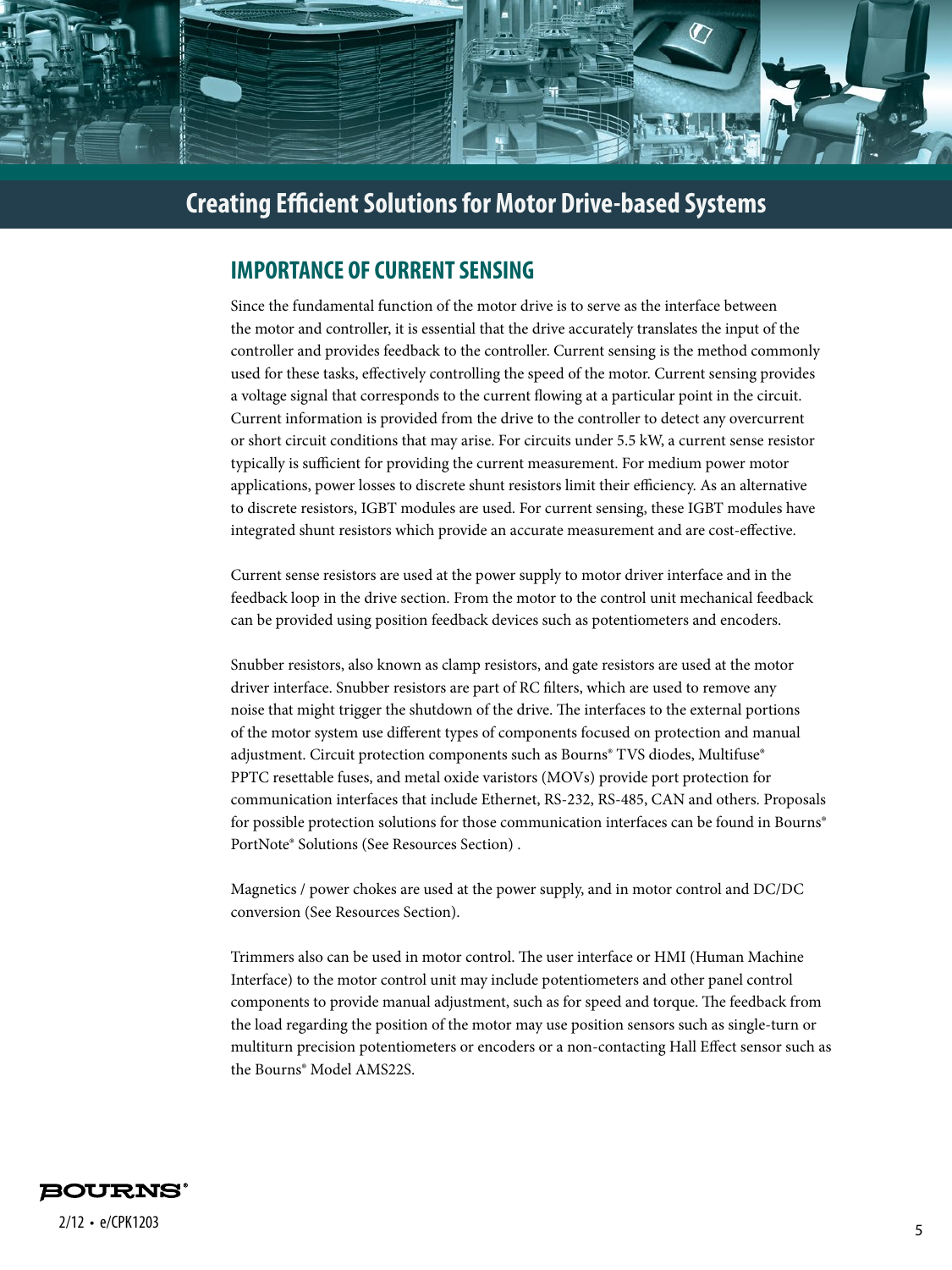## Creating Efficient Solutions for Motor Drive-based Systems

### IMPORTANCE OF CURRENT SENSING

Since the fundamental function of the motor drive is to serve as the interface between the motor and controller, it is essential that the drive accurately translates the input of the controller and provides feedback to the controller. Current sensing is the method commonly used for these tasks, effectively controlling the speed of the motor. Current sensing provides a voltage signal that corresponds to the current flowing at a particular point in the circuit. Current information is provided from the drive to the controller to detect any overcurrent or short circuit conditions that may arise. For circuits under 5.5 kW, a current sense resistor typically is sufficient for providing the current measurement. For medium power motor applications, power losses to discrete shunt resistors limit their efficiency. As an alternative to discrete resistors, IGBT modules are used. For current sensing, these IGBT modules have integrated shunt resistors which provide an accurate measurement and are cost-effective.

Current sense resistors are used at the power supply to motor driver interface and in the feedback loop in the drive section. From the motor to the control unit mechanical feedback can be provided using position feedback devices such as potentiometers and encoders.

Snubber resistors, also known as clamp resistors, and gate resistors are used at the motor driver interface. Snubber resistors are part of RC filters, which are used to remove any noise that might trigger the shutdown of the drive. The interfaces to the external portions of the motor system use different types of components focused on protection and manual adjustment. Circuit protection components such as Bourns® TVS diodes, Multifuse® PPTC resettable fuses, and metal oxide varistors (MOVs) provide port protection for communication interfaces that include Ethernet, RS-232, RS-485, CAN and others. Proposals for possible protection solutions for those communication interfaces can be found in Bourns® PortNote® Solutions (See Resources Section) .

Magnetics / power chokes are used at the power supply, and in motor control and DC/DC conversion (See Resources Section).

Trimmers also can be used in motor control. The user interface or HMI (Human Machine Interface) to the motor control unit may include potentiometers and other panel control components to provide manual adjustment, such as for speed and torque. The feedback from the load regarding the position of the motor may use position sensors such as single-turn or multiturn precision potentiometers or encoders or a non-contacting Hall Effect sensor such as the Bourns® Model AMS22S.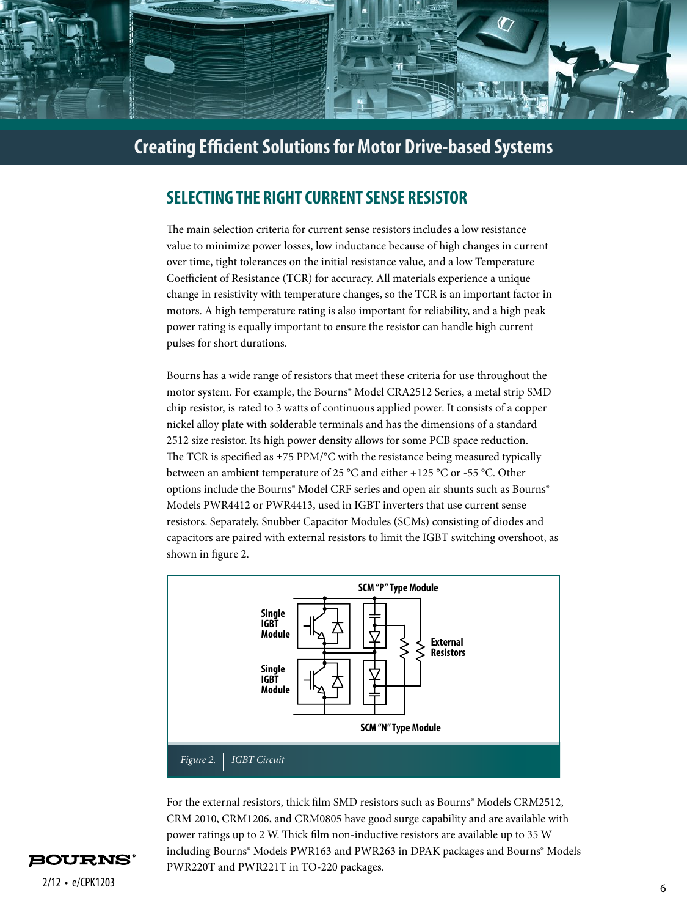# Creating Efficient Solutions for Motor Drive-based Systems

## SELECTING THE RIGHT CURRENT SENSE RESISTOR

The main selection criteria for current sense resistors includes a low resistance value to minimize power losses, low inductance because of high changes in current over time, tight tolerances on the initial resistance value, and a low Temperature Coefficient of Resistance (TCR) for accuracy. All materials experience a unique change in resistivity with temperature changes, so the TCR is an important factor in motors. A high temperature rating is also important for reliability, and a high peak power rating is equally important to ensure the resistor can handle high current pulses for short durations.

Bourns has a wide range of resistors that meet these criteria for use throughout the motor system. For example, the Bourns® Model CRA2512 Series, a metal strip SMD chip resistor, is rated to 3 watts of continuous applied power. It consists of a copper nickel alloy plate with solderable terminals and has the dimensions of a standard 2512 size resistor. Its high power density allows for some PCB space reduction. The TCR is specified as ±75 PPM/°C with the resistance being measured typically between an ambient temperature of 25 °C and either +125 °C or -55 °C. Other options include the Bourns® Model CRF series and open air shunts such as Bourns® Models PWR4412 or PWR4413, used in IGBT inverters that use current sense resistors. Separately, Snubber Capacitor Modules (SCMs) consisting of diodes and capacitors are paired with external resistors to limit the IGBT switching overshoot, as shown in figure 2.

SCM "P" Type Module

Single IGBT Module

Single IGBT Module

External Resistors

SCM "N" Type Module

*Figure 2. IGBT Circuit*

For the external resistors, thick film SMD resistors such as Bourns® Models CRM2512, CRM 2010, CRM1206, and CRM0805 have good surge capability and are available with power ratings up to 2 W. Thick film non-inductive resistors are available up to 35 W including Bourns® Models PWR163 and PWR263 in DPAK packages and Bourns® Models PWR220T and PWR221T in TO-220 packages.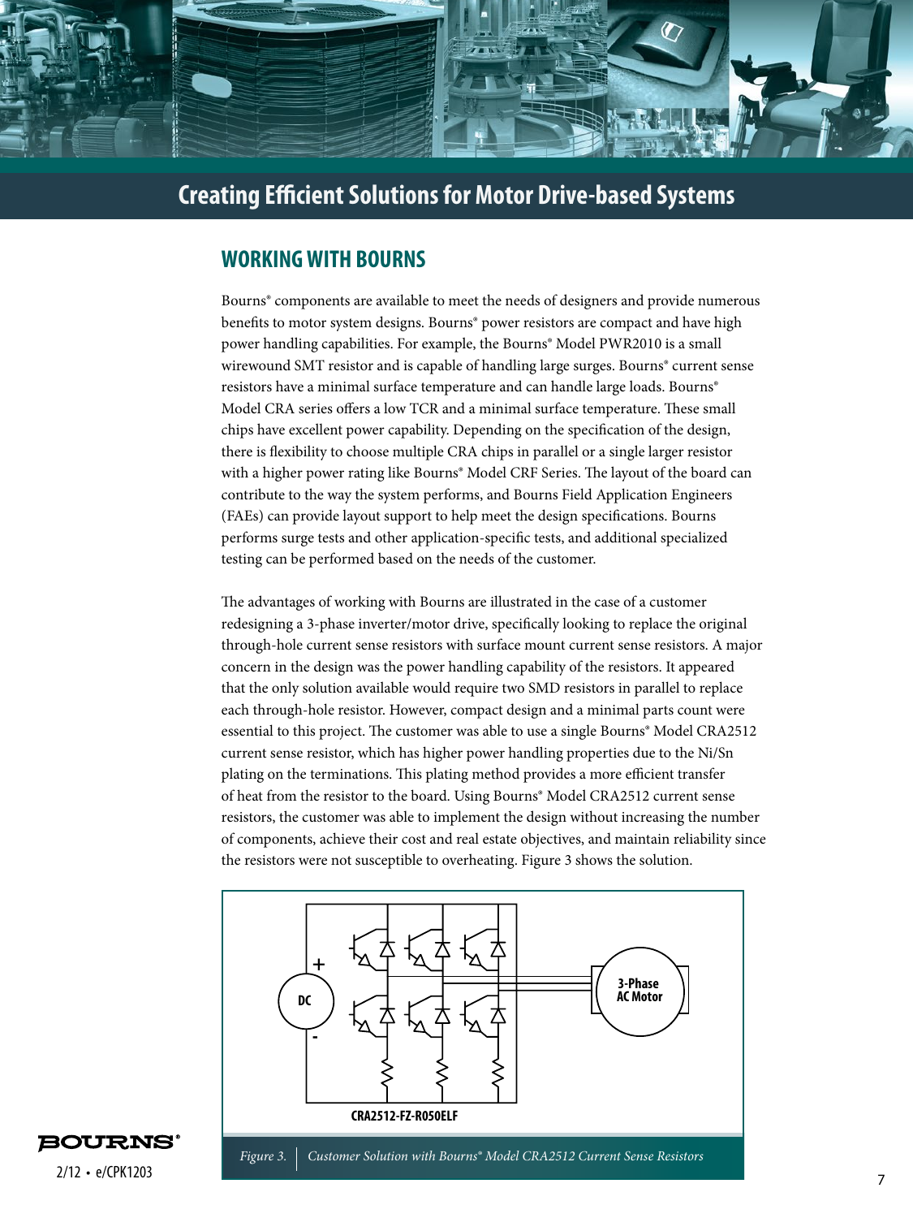# Creating Efficient Solutions for Motor Drive-based Systems

## WORKING WITH BOURNS

Bourns® components are available to meet the needs of designers and provide numerous benefits to motor system designs. Bourns® power resistors are compact and have high power handling capabilities. For example, the Bourns® Model PWR2010 is a small wirewound SMT resistor and is capable of handling large surges. Bourns® current sense resistors have a minimal surface temperature and can handle large loads. Bourns® Model CRA series offers a low TCR and a minimal surface temperature. These small chips have excellent power capability. Depending on the specification of the design, there is flexibility to choose multiple CRA chips in parallel or a single larger resistor with a higher power rating like Bourns® Model CRF Series. The layout of the board can contribute to the way the system performs, and Bourns Field Application Engineers (FAEs) can provide layout support to help meet the design specifications. Bourns performs surge tests and other application-specific tests, and additional specialized testing can be performed based on the needs of the customer.

The advantages of working with Bourns are illustrated in the case of a customer redesigning a 3-phase inverter/motor drive, specifically looking to replace the original through-hole current sense resistors with surface mount current sense resistors. A major concern in the design was the power handling capability of the resistors. It appeared that the only solution available would require two SMD resistors in parallel to replace each through-hole resistor. However, compact design and a minimal parts count were essential to this project. The customer was able to use a single Bourns® Model CRA2512 current sense resistor, which has higher power handling properties due to the Ni/Sn plating on the terminations. This plating method provides a more efficient transfer of heat from the resistor to the board. Using Bourns® Model CRA2512 current sense resistors, the customer was able to implement the design without increasing the number of components, achieve their cost and real estate objectives, and maintain reliability since the resistors were not susceptible to overheating. Figure 3 shows the solution.

DC + -

3-Phase AC Motor

CRA2512-FZ-R050ELF

*Figure 3. Customer Solution with Bourns® Model CRA2512 Current Sense Resistors*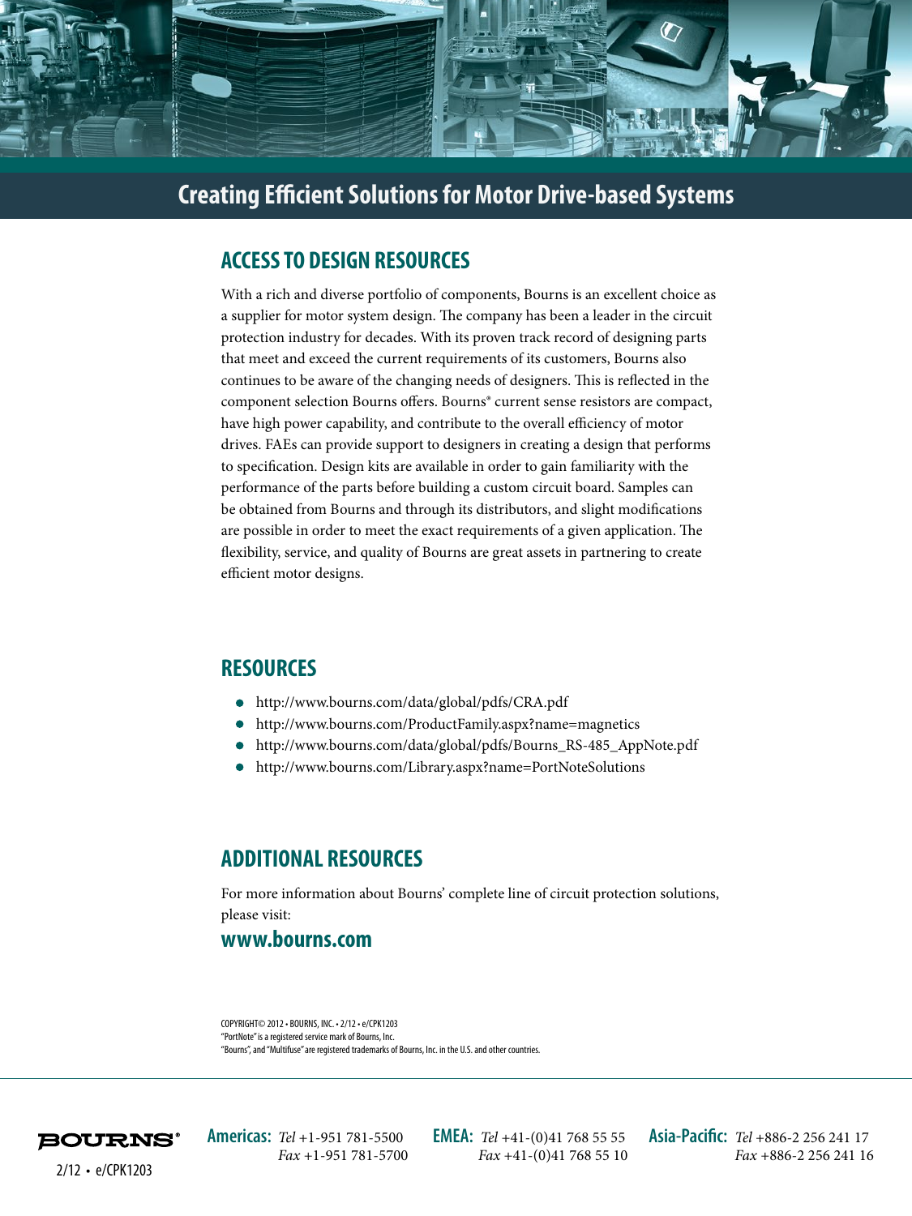# Creating Efficient Solutions for Motor Drive-based Systems

## ACCESS TO DESIGN RESOURCES

With a rich and diverse portfolio of components, Bourns is an excellent choice as a supplier for motor system design. The company has been a leader in the circuit protection industry for decades. With its proven track record of designing parts that meet and exceed the current requirements of its customers, Bourns also continues to be aware of the changing needs of designers. This is reflected in the component selection Bourns offers. Bourns® current sense resistors are compact, have high power capability, and contribute to the overall efficiency of motor drives. FAEs can provide support to designers in creating a design that performs to specification. Design kits are available in order to gain familiarity with the performance of the parts before building a custom circuit board. Samples can be obtained from Bourns and through its distributors, and slight modifications are possible in order to meet the exact requirements of a given application. The flexibility, service, and quality of Bourns are great assets in partnering to create efficient motor designs.

## RESOURCES

- http://www.bourns.com/data/global/pdfs/CRA.pdf
- http://www.bourns.com/ProductFamily.aspx?name=magnetics
- http://www.bourns.com/data/global/pdfs/Bourns_RS-485_AppNote.pdf
- http://www.bourns.com/Library.aspx?name=PortNoteSolutions

## ADDITIONAL RESOURCES

For more information about Bourns' complete line of circuit protection solutions, please visit:

**www.bourns.com**

COPYRIGHT© 2012 • BOURNS, INC. • 2/12 • e/CPK1203
"PortNote" is a registered service mark of Bourns, Inc.
"Bourns", and "Multifuse" are registered trademarks of Bourns, Inc. in the U.S. and other countries.

BOURNS®

2/12 • e/CPK1203

**Americas:** *Tel* +1-951 781-5500
*Fax* +1-951 781-5700

**EMEA:** *Tel* +41-(0)41 768 55 55
*Fax* +41-(0)41 768 55 10

**Asia-Pacific:** *Tel* +886-2 256 241 17
*Fax* +886-2 256 241 16